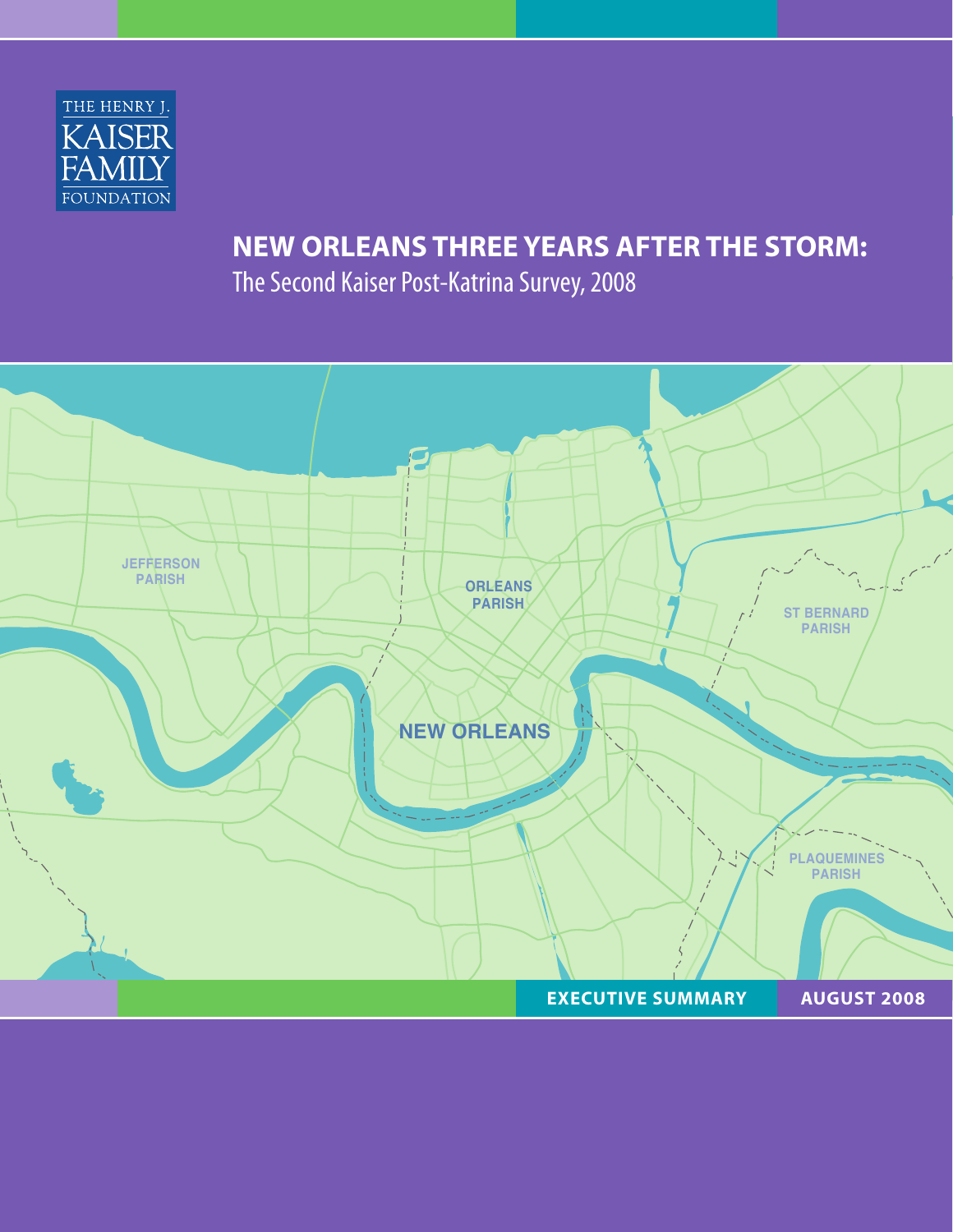THE HENRY J. KAISER FAMILY FOUNDATION

# NEW ORLEANS THREE YEARS AFTER THE STORM:

The Second Kaiser Post-Katrina Survey, 2008

JEFFERSON PARISH

ORLEANS PARISH

ST BERNARD PARISH

NEW ORLEANS

PLAQUEMINES PARISH

**EXECUTIVE SUMMARY** **AUGUST 2008**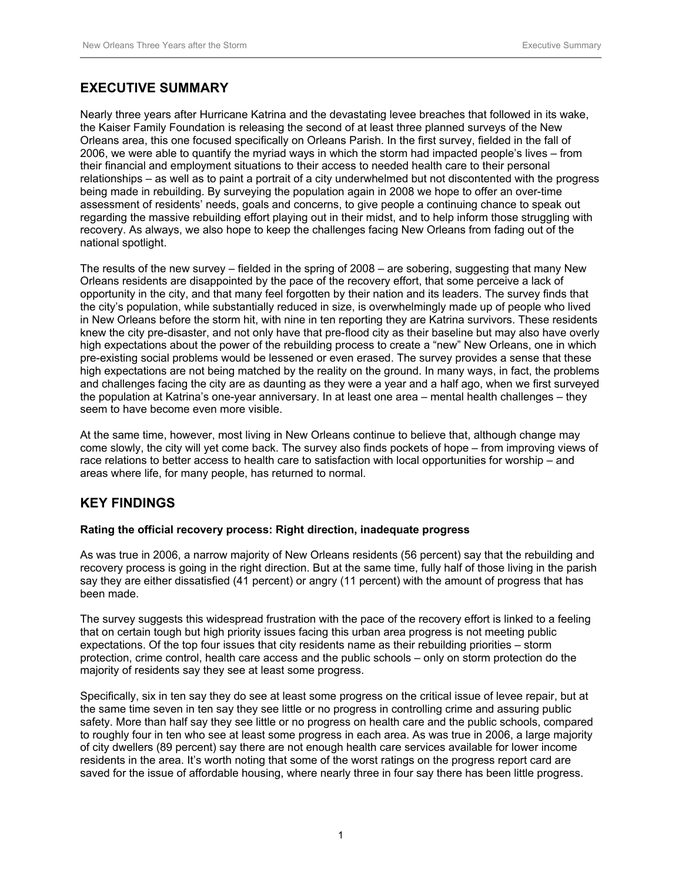## EXECUTIVE SUMMARY

Nearly three years after Hurricane Katrina and the devastating levee breaches that followed in its wake, the Kaiser Family Foundation is releasing the second of at least three planned surveys of the New Orleans area, this one focused specifically on Orleans Parish. In the first survey, fielded in the fall of 2006, we were able to quantify the myriad ways in which the storm had impacted people's lives – from their financial and employment situations to their access to needed health care to their personal relationships – as well as to paint a portrait of a city underwhelmed but not discontented with the progress being made in rebuilding. By surveying the population again in 2008 we hope to offer an over-time assessment of residents' needs, goals and concerns, to give people a continuing chance to speak out regarding the massive rebuilding effort playing out in their midst, and to help inform those struggling with recovery. As always, we also hope to keep the challenges facing New Orleans from fading out of the national spotlight.

The results of the new survey – fielded in the spring of 2008 – are sobering, suggesting that many New Orleans residents are disappointed by the pace of the recovery effort, that some perceive a lack of opportunity in the city, and that many feel forgotten by their nation and its leaders. The survey finds that the city's population, while substantially reduced in size, is overwhelmingly made up of people who lived in New Orleans before the storm hit, with nine in ten reporting they are Katrina survivors. These residents knew the city pre-disaster, and not only have that pre-flood city as their baseline but may also have overly high expectations about the power of the rebuilding process to create a "new" New Orleans, one in which pre-existing social problems would be lessened or even erased. The survey provides a sense that these high expectations are not being matched by the reality on the ground. In many ways, in fact, the problems and challenges facing the city are as daunting as they were a year and a half ago, when we first surveyed the population at Katrina's one-year anniversary. In at least one area – mental health challenges – they seem to have become even more visible.

At the same time, however, most living in New Orleans continue to believe that, although change may come slowly, the city will yet come back. The survey also finds pockets of hope – from improving views of race relations to better access to health care to satisfaction with local opportunities for worship – and areas where life, for many people, has returned to normal.

## KEY FINDINGS

### Rating the official recovery process: Right direction, inadequate progress

As was true in 2006, a narrow majority of New Orleans residents (56 percent) say that the rebuilding and recovery process is going in the right direction. But at the same time, fully half of those living in the parish say they are either dissatisfied (41 percent) or angry (11 percent) with the amount of progress that has been made.

The survey suggests this widespread frustration with the pace of the recovery effort is linked to a feeling that on certain tough but high priority issues facing this urban area progress is not meeting public expectations. Of the top four issues that city residents name as their rebuilding priorities – storm protection, crime control, health care access and the public schools – only on storm protection do the majority of residents say they see at least some progress.

Specifically, six in ten say they do see at least some progress on the critical issue of levee repair, but at the same time seven in ten say they see little or no progress in controlling crime and assuring public safety. More than half say they see little or no progress on health care and the public schools, compared to roughly four in ten who see at least some progress in each area. As was true in 2006, a large majority of city dwellers (89 percent) say there are not enough health care services available for lower income residents in the area. It's worth noting that some of the worst ratings on the progress report card are saved for the issue of affordable housing, where nearly three in four say there has been little progress.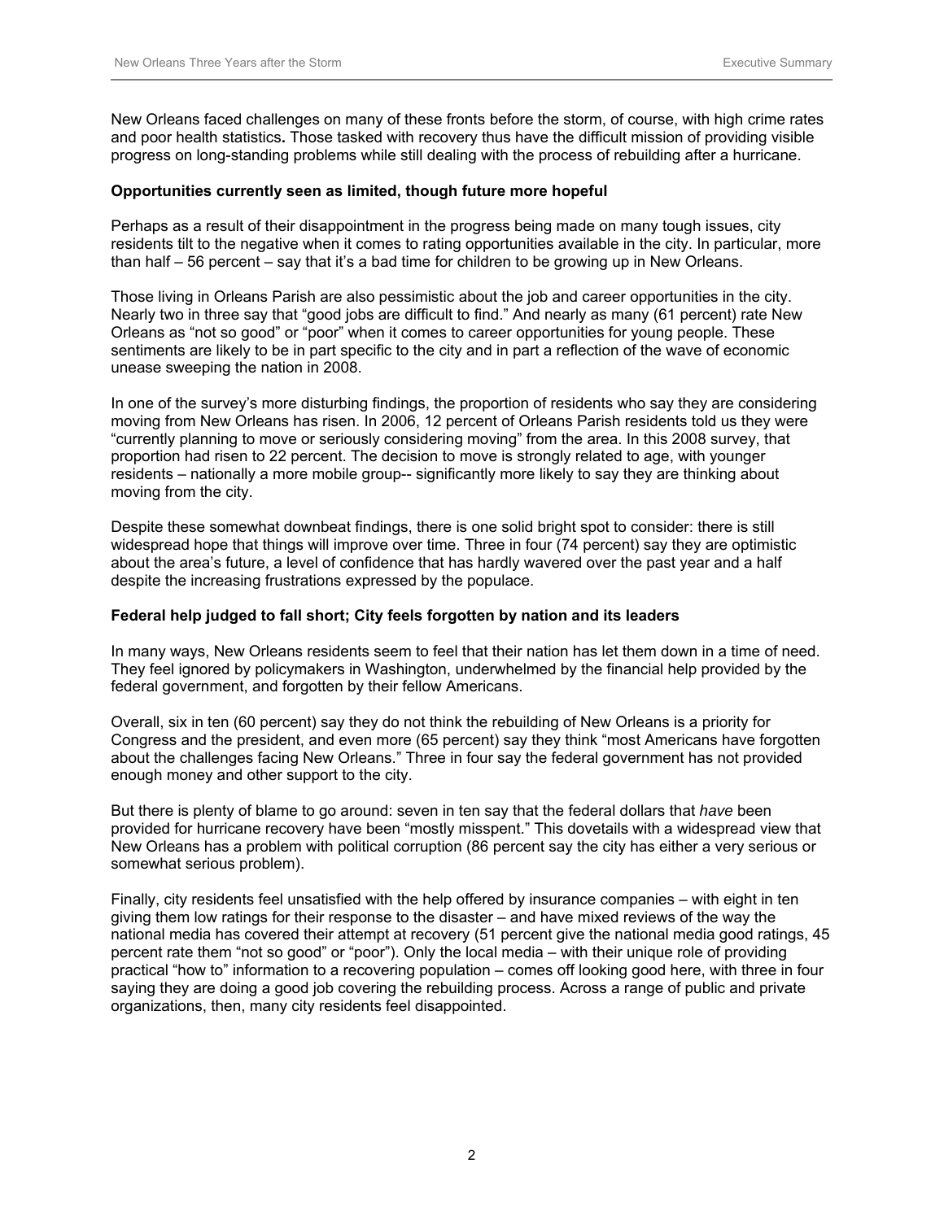New Orleans faced challenges on many of these fronts before the storm, of course, with high crime rates and poor health statistics**.** Those tasked with recovery thus have the difficult mission of providing visible progress on long-standing problems while still dealing with the process of rebuilding after a hurricane.

**Opportunities currently seen as limited, though future more hopeful**

Perhaps as a result of their disappointment in the progress being made on many tough issues, city residents tilt to the negative when it comes to rating opportunities available in the city. In particular, more than half – 56 percent – say that it's a bad time for children to be growing up in New Orleans.

Those living in Orleans Parish are also pessimistic about the job and career opportunities in the city. Nearly two in three say that "good jobs are difficult to find." And nearly as many (61 percent) rate New Orleans as "not so good" or "poor" when it comes to career opportunities for young people. These sentiments are likely to be in part specific to the city and in part a reflection of the wave of economic unease sweeping the nation in 2008.

In one of the survey's more disturbing findings, the proportion of residents who say they are considering moving from New Orleans has risen. In 2006, 12 percent of Orleans Parish residents told us they were "currently planning to move or seriously considering moving" from the area. In this 2008 survey, that proportion had risen to 22 percent. The decision to move is strongly related to age, with younger residents – nationally a more mobile group-- significantly more likely to say they are thinking about moving from the city.

Despite these somewhat downbeat findings, there is one solid bright spot to consider: there is still widespread hope that things will improve over time. Three in four (74 percent) say they are optimistic about the area's future, a level of confidence that has hardly wavered over the past year and a half despite the increasing frustrations expressed by the populace.

**Federal help judged to fall short; City feels forgotten by nation and its leaders**

In many ways, New Orleans residents seem to feel that their nation has let them down in a time of need. They feel ignored by policymakers in Washington, underwhelmed by the financial help provided by the federal government, and forgotten by their fellow Americans.

Overall, six in ten (60 percent) say they do not think the rebuilding of New Orleans is a priority for Congress and the president, and even more (65 percent) say they think "most Americans have forgotten about the challenges facing New Orleans." Three in four say the federal government has not provided enough money and other support to the city.

But there is plenty of blame to go around: seven in ten say that the federal dollars that *have* been provided for hurricane recovery have been "mostly misspent." This dovetails with a widespread view that New Orleans has a problem with political corruption (86 percent say the city has either a very serious or somewhat serious problem).

Finally, city residents feel unsatisfied with the help offered by insurance companies – with eight in ten giving them low ratings for their response to the disaster – and have mixed reviews of the way the national media has covered their attempt at recovery (51 percent give the national media good ratings, 45 percent rate them "not so good" or "poor"). Only the local media – with their unique role of providing practical "how to" information to a recovering population – comes off looking good here, with three in four saying they are doing a good job covering the rebuilding process. Across a range of public and private organizations, then, many city residents feel disappointed.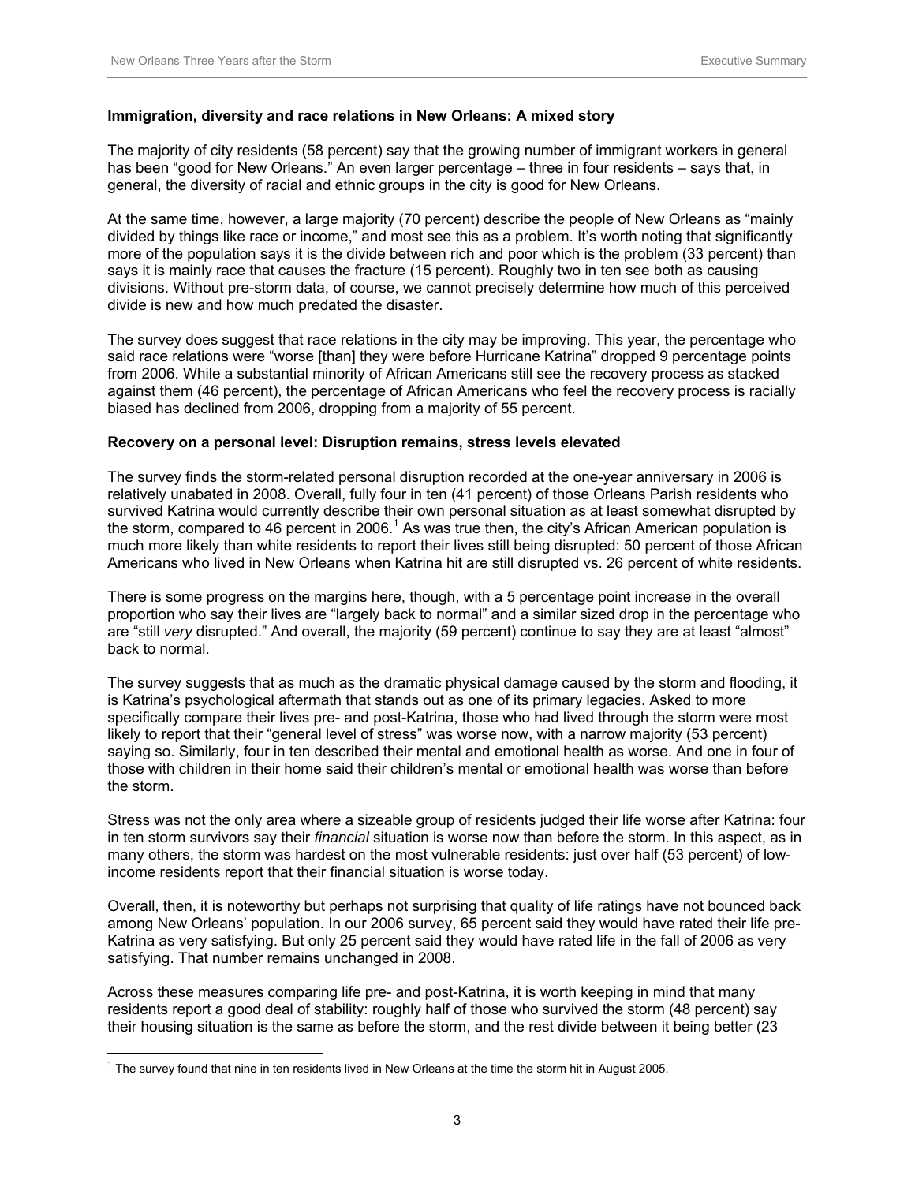**Immigration, diversity and race relations in New Orleans: A mixed story**

The majority of city residents (58 percent) say that the growing number of immigrant workers in general has been "good for New Orleans." An even larger percentage – three in four residents – says that, in general, the diversity of racial and ethnic groups in the city is good for New Orleans.

At the same time, however, a large majority (70 percent) describe the people of New Orleans as "mainly divided by things like race or income," and most see this as a problem. It's worth noting that significantly more of the population says it is the divide between rich and poor which is the problem (33 percent) than says it is mainly race that causes the fracture (15 percent). Roughly two in ten see both as causing divisions. Without pre-storm data, of course, we cannot precisely determine how much of this perceived divide is new and how much predated the disaster.

The survey does suggest that race relations in the city may be improving. This year, the percentage who said race relations were "worse [than] they were before Hurricane Katrina" dropped 9 percentage points from 2006. While a substantial minority of African Americans still see the recovery process as stacked against them (46 percent), the percentage of African Americans who feel the recovery process is racially biased has declined from 2006, dropping from a majority of 55 percent.

**Recovery on a personal level: Disruption remains, stress levels elevated**

The survey finds the storm-related personal disruption recorded at the one-year anniversary in 2006 is relatively unabated in 2008. Overall, fully four in ten (41 percent) of those Orleans Parish residents who survived Katrina would currently describe their own personal situation as at least somewhat disrupted by the storm, compared to 46 percent in 2006.[1] As was true then, the city's African American population is much more likely than white residents to report their lives still being disrupted: 50 percent of those African Americans who lived in New Orleans when Katrina hit are still disrupted vs. 26 percent of white residents.

There is some progress on the margins here, though, with a 5 percentage point increase in the overall proportion who say their lives are "largely back to normal" and a similar sized drop in the percentage who are "still *very* disrupted." And overall, the majority (59 percent) continue to say they are at least "almost" back to normal.

The survey suggests that as much as the dramatic physical damage caused by the storm and flooding, it is Katrina's psychological aftermath that stands out as one of its primary legacies. Asked to more specifically compare their lives pre- and post-Katrina, those who had lived through the storm were most likely to report that their "general level of stress" was worse now, with a narrow majority (53 percent) saying so. Similarly, four in ten described their mental and emotional health as worse. And one in four of those with children in their home said their children's mental or emotional health was worse than before the storm.

Stress was not the only area where a sizeable group of residents judged their life worse after Katrina: four in ten storm survivors say their *financial* situation is worse now than before the storm. In this aspect, as in many others, the storm was hardest on the most vulnerable residents: just over half (53 percent) of low-income residents report that their financial situation is worse today.

Overall, then, it is noteworthy but perhaps not surprising that quality of life ratings have not bounced back among New Orleans' population. In our 2006 survey, 65 percent said they would have rated their life pre-Katrina as very satisfying. But only 25 percent said they would have rated life in the fall of 2006 as very satisfying. That number remains unchanged in 2008.

Across these measures comparing life pre- and post-Katrina, it is worth keeping in mind that many residents report a good deal of stability: roughly half of those who survived the storm (48 percent) say their housing situation is the same as before the storm, and the rest divide between it being better (23

[1] The survey found that nine in ten residents lived in New Orleans at the time the storm hit in August 2005.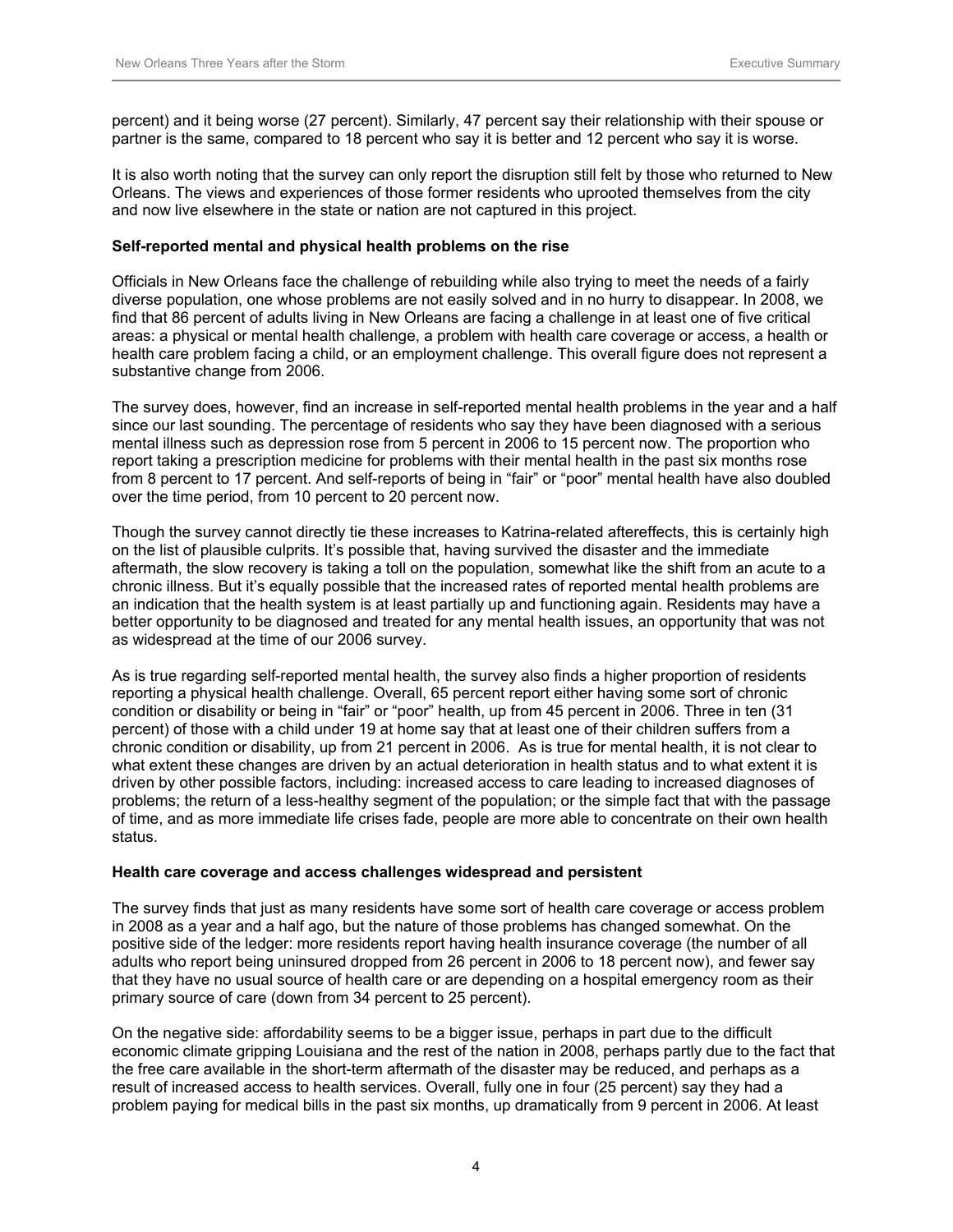percent) and it being worse (27 percent). Similarly, 47 percent say their relationship with their spouse or partner is the same, compared to 18 percent who say it is better and 12 percent who say it is worse.

It is also worth noting that the survey can only report the disruption still felt by those who returned to New Orleans. The views and experiences of those former residents who uprooted themselves from the city and now live elsewhere in the state or nation are not captured in this project.

**Self-reported mental and physical health problems on the rise**

Officials in New Orleans face the challenge of rebuilding while also trying to meet the needs of a fairly diverse population, one whose problems are not easily solved and in no hurry to disappear. In 2008, we find that 86 percent of adults living in New Orleans are facing a challenge in at least one of five critical areas: a physical or mental health challenge, a problem with health care coverage or access, a health or health care problem facing a child, or an employment challenge. This overall figure does not represent a substantive change from 2006.

The survey does, however, find an increase in self-reported mental health problems in the year and a half since our last sounding. The percentage of residents who say they have been diagnosed with a serious mental illness such as depression rose from 5 percent in 2006 to 15 percent now. The proportion who report taking a prescription medicine for problems with their mental health in the past six months rose from 8 percent to 17 percent. And self-reports of being in "fair" or "poor" mental health have also doubled over the time period, from 10 percent to 20 percent now.

Though the survey cannot directly tie these increases to Katrina-related aftereffects, this is certainly high on the list of plausible culprits. It's possible that, having survived the disaster and the immediate aftermath, the slow recovery is taking a toll on the population, somewhat like the shift from an acute to a chronic illness. But it's equally possible that the increased rates of reported mental health problems are an indication that the health system is at least partially up and functioning again. Residents may have a better opportunity to be diagnosed and treated for any mental health issues, an opportunity that was not as widespread at the time of our 2006 survey.

As is true regarding self-reported mental health, the survey also finds a higher proportion of residents reporting a physical health challenge. Overall, 65 percent report either having some sort of chronic condition or disability or being in "fair" or "poor" health, up from 45 percent in 2006. Three in ten (31 percent) of those with a child under 19 at home say that at least one of their children suffers from a chronic condition or disability, up from 21 percent in 2006. As is true for mental health, it is not clear to what extent these changes are driven by an actual deterioration in health status and to what extent it is driven by other possible factors, including: increased access to care leading to increased diagnoses of problems; the return of a less-healthy segment of the population; or the simple fact that with the passage of time, and as more immediate life crises fade, people are more able to concentrate on their own health status.

**Health care coverage and access challenges widespread and persistent**

The survey finds that just as many residents have some sort of health care coverage or access problem in 2008 as a year and a half ago, but the nature of those problems has changed somewhat. On the positive side of the ledger: more residents report having health insurance coverage (the number of all adults who report being uninsured dropped from 26 percent in 2006 to 18 percent now), and fewer say that they have no usual source of health care or are depending on a hospital emergency room as their primary source of care (down from 34 percent to 25 percent).

On the negative side: affordability seems to be a bigger issue, perhaps in part due to the difficult economic climate gripping Louisiana and the rest of the nation in 2008, perhaps partly due to the fact that the free care available in the short-term aftermath of the disaster may be reduced, and perhaps as a result of increased access to health services. Overall, fully one in four (25 percent) say they had a problem paying for medical bills in the past six months, up dramatically from 9 percent in 2006. At least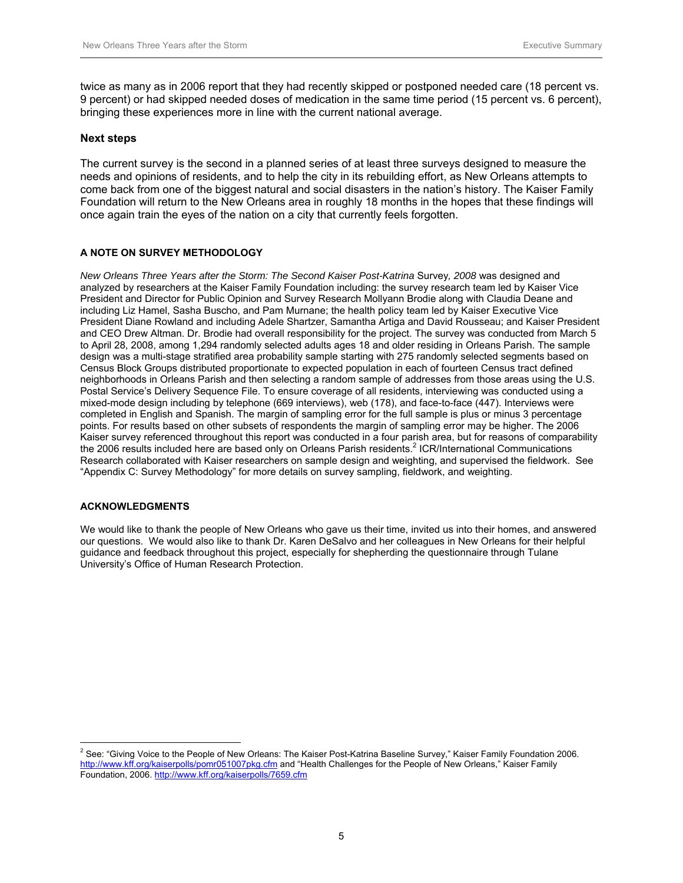twice as many as in 2006 report that they had recently skipped or postponed needed care (18 percent vs. 9 percent) or had skipped needed doses of medication in the same time period (15 percent vs. 6 percent), bringing these experiences more in line with the current national average.

### Next steps

The current survey is the second in a planned series of at least three surveys designed to measure the needs and opinions of residents, and to help the city in its rebuilding effort, as New Orleans attempts to come back from one of the biggest natural and social disasters in the nation's history. The Kaiser Family Foundation will return to the New Orleans area in roughly 18 months in the hopes that these findings will once again train the eyes of the nation on a city that currently feels forgotten.

### A NOTE ON SURVEY METHODOLOGY

*New Orleans Three Years after the Storm: The Second Kaiser Post-Katrina* Survey*, 2008* was designed and analyzed by researchers at the Kaiser Family Foundation including: the survey research team led by Kaiser Vice President and Director for Public Opinion and Survey Research Mollyann Brodie along with Claudia Deane and including Liz Hamel, Sasha Buscho, and Pam Murnane; the health policy team led by Kaiser Executive Vice President Diane Rowland and including Adele Shartzer, Samantha Artiga and David Rousseau; and Kaiser President and CEO Drew Altman. Dr. Brodie had overall responsibility for the project. The survey was conducted from March 5 to April 28, 2008, among 1,294 randomly selected adults ages 18 and older residing in Orleans Parish. The sample design was a multi-stage stratified area probability sample starting with 275 randomly selected segments based on Census Block Groups distributed proportionate to expected population in each of fourteen Census tract defined neighborhoods in Orleans Parish and then selecting a random sample of addresses from those areas using the U.S. Postal Service's Delivery Sequence File. To ensure coverage of all residents, interviewing was conducted using a mixed-mode design including by telephone (669 interviews), web (178), and face-to-face (447). Interviews were completed in English and Spanish. The margin of sampling error for the full sample is plus or minus 3 percentage points. For results based on other subsets of respondents the margin of sampling error may be higher. The 2006 Kaiser survey referenced throughout this report was conducted in a four parish area, but for reasons of comparability the 2006 results included here are based only on Orleans Parish residents.[2] ICR/International Communications Research collaborated with Kaiser researchers on sample design and weighting, and supervised the fieldwork. See "Appendix C: Survey Methodology" for more details on survey sampling, fieldwork, and weighting.

### ACKNOWLEDGMENTS

We would like to thank the people of New Orleans who gave us their time, invited us into their homes, and answered our questions. We would also like to thank Dr. Karen DeSalvo and her colleagues in New Orleans for their helpful guidance and feedback throughout this project, especially for shepherding the questionnaire through Tulane University's Office of Human Research Protection.

---

[2] See: "Giving Voice to the People of New Orleans: The Kaiser Post-Katrina Baseline Survey," Kaiser Family Foundation 2006. http://www.kff.org/kaiserpolls/pomr051007pkg.cfm and "Health Challenges for the People of New Orleans," Kaiser Family Foundation, 2006. http://www.kff.org/kaiserpolls/7659.cfm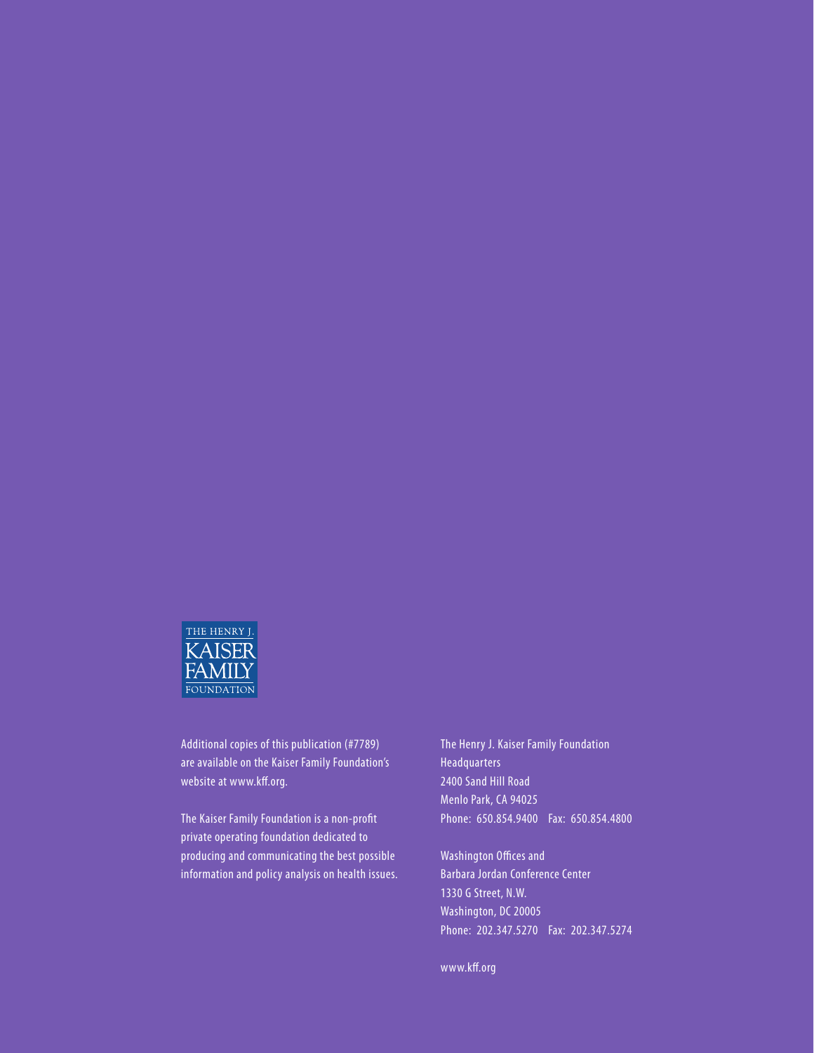THE HENRY J.
KAISER
FAMILY
FOUNDATION

Additional copies of this publication (#7789) are available on the Kaiser Family Foundation's website at www.kff.org.

The Kaiser Family Foundation is a non-profit private operating foundation dedicated to producing and communicating the best possible information and policy analysis on health issues.

The Henry J. Kaiser Family Foundation
Headquarters
2400 Sand Hill Road
Menlo Park, CA 94025
Phone: 650.854.9400 Fax: 650.854.4800

Washington Offices and
Barbara Jordan Conference Center
1330 G Street, N.W.
Washington, DC 20005
Phone: 202.347.5270 Fax: 202.347.5274

www.kff.org